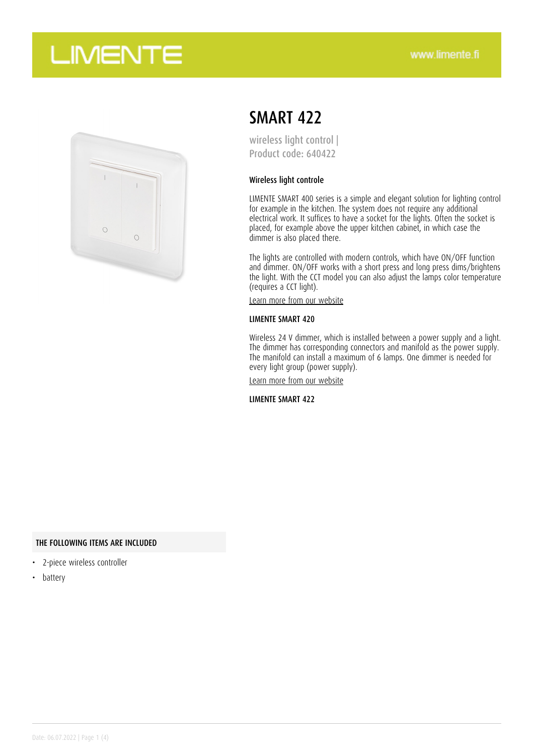# SMART 422

wireless light control | Product code: 640422

#### Wireless light controle

LIMENTE SMART 400 series is a simple and elegant solution for lighting control for example in the kitchen. The system does not require any additional electrical work. It suffices to have a socket for the lights. Often the socket is placed, for example above the upper kitchen cabinet, in which case the dimmer is also placed there.

The lights are controlled with modern controls, which have ON/OFF function and dimmer. ON/OFF works with a short press and long press dims/brightens the light. With the CCT model you can also adjust the lamps color temperature (requires a CCT light).

Learn more from our website

#### LIMENTE SMART 420

Wireless 24 V dimmer, which is installed between a power supply and a light. The dimmer has corresponding connectors and manifold as the power supply. The manifold can install a maximum of 6 lamps. One dimmer is needed for every light group (power supply).

Learn more from our website

#### LIMENTE SMART 422

#### THE FOLLOWING ITEMS ARE INCLUDED

- 2-piece wireless controller
- battery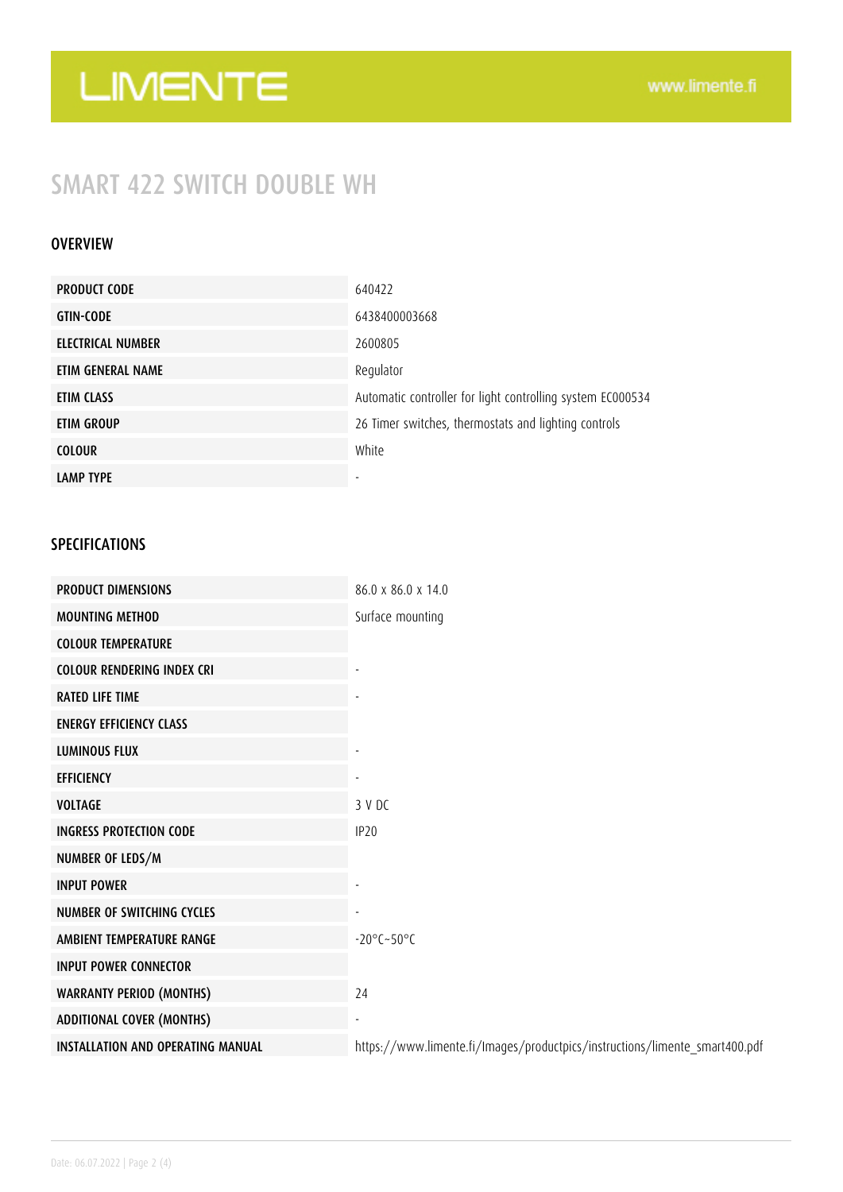# SMART 422 SWITCH DOUBLE WH

## OVERVIEW

| | |
|---|---|
| PRODUCT CODE | 640422 |
| GTIN-CODE | 6438400003668 |
| ELECTRICAL NUMBER | 2600805 |
| ETIM GENERAL NAME | Regulator |
| ETIM CLASS | Automatic controller for light controlling system EC000534 |
| ETIM GROUP | 26 Timer switches, thermostats and lighting controls |
| COLOUR | White |
| LAMP TYPE | - |

## SPECIFICATIONS

| | |
|---|---|
| PRODUCT DIMENSIONS | 86.0 x 86.0 x 14.0 |
| MOUNTING METHOD | Surface mounting |
| COLOUR TEMPERATURE | |
| COLOUR RENDERING INDEX CRI | - |
| RATED LIFE TIME | - |
| ENERGY EFFICIENCY CLASS | |
| LUMINOUS FLUX | - |
| EFFICIENCY | - |
| VOLTAGE | 3 V DC |
| INGRESS PROTECTION CODE | IP20 |
| NUMBER OF LEDS/M | |
| INPUT POWER | - |
| NUMBER OF SWITCHING CYCLES | - |
| AMBIENT TEMPERATURE RANGE | -20°C~50°C |
| INPUT POWER CONNECTOR | |
| WARRANTY PERIOD (MONTHS) | 24 |
| ADDITIONAL COVER (MONTHS) | - |
| INSTALLATION AND OPERATING MANUAL | https://www.limente.fi/Images/productpics/instructions/limente_smart400.pdf |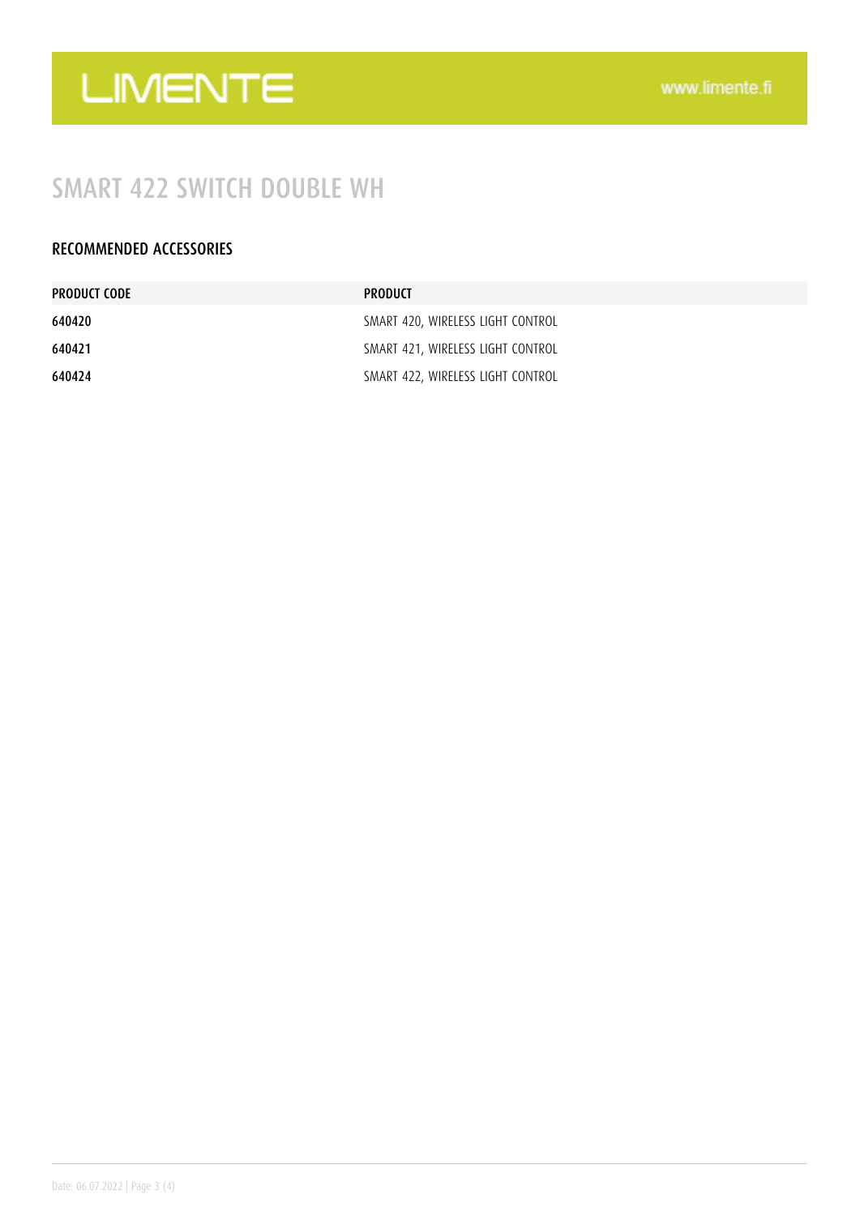# SMART 422 SWITCH DOUBLE WH

## RECOMMENDED ACCESSORIES

| PRODUCT CODE | PRODUCT |
|---|---|
| 640420 | SMART 420, WIRELESS LIGHT CONTROL |
| 640421 | SMART 421, WIRELESS LIGHT CONTROL |
| 640424 | SMART 422, WIRELESS LIGHT CONTROL |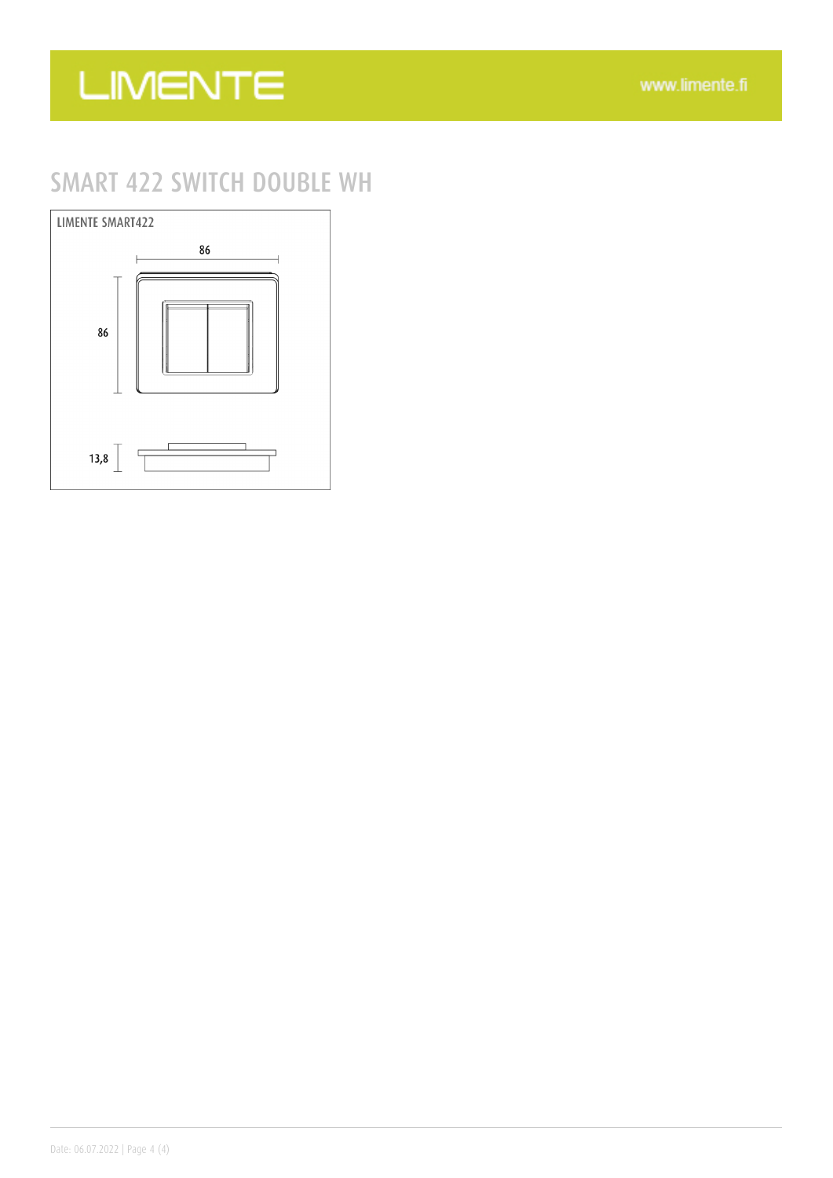# SMART 422 SWITCH DOUBLE WH

LIMENTE SMART422

86

86

13,8